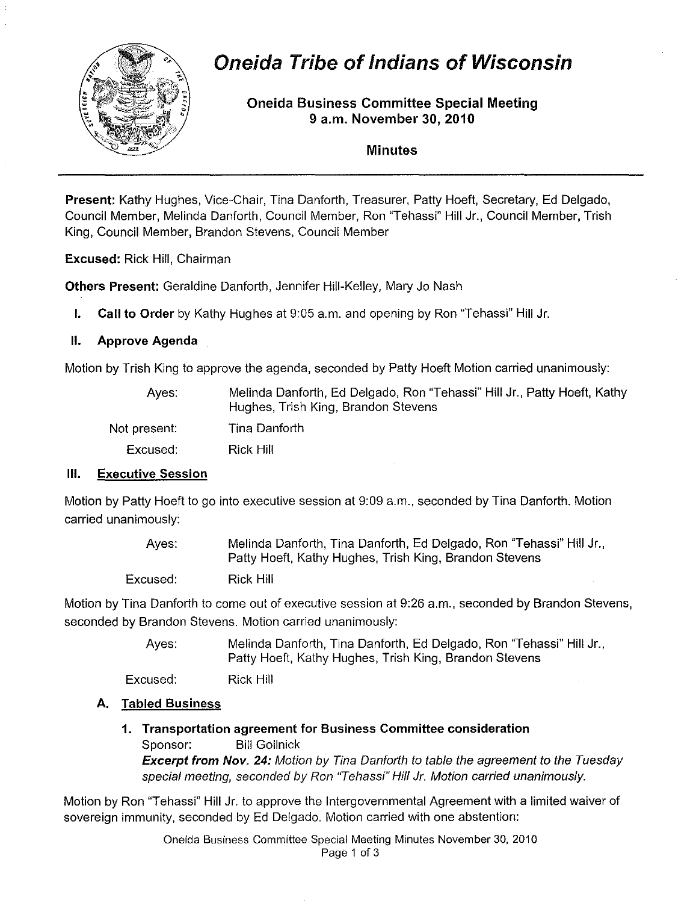# Oneida Tribe of Indians of Wisconsin

## Oneida Business Committee Special Meeting
## 9 a.m. November 30, 2010

## Minutes

**Present:** Kathy Hughes, Vice-Chair, Tina Danforth, Treasurer, Patty Hoeft, Secretary, Ed Delgado, Council Member, Melinda Danforth, Council Member, Ron "Tehassi" Hill Jr., Council Member, Trish King, Council Member, Brandon Stevens, Council Member

**Excused:** Rick Hill, Chairman

**Others Present:** Geraldine Danforth, Jennifer Hill-Kelley, Mary Jo Nash

**I. Call to Order** by Kathy Hughes at 9:05 a.m. and opening by Ron "Tehassi" Hill Jr.

**II. Approve Agenda**

Motion by Trish King to approve the agenda, seconded by Patty Hoeft Motion carried unanimously:

| | |
|---|---|
| Ayes: | Melinda Danforth, Ed Delgado, Ron "Tehassi" Hill Jr., Patty Hoeft, Kathy Hughes, Trish King, Brandon Stevens |
| Not present: | Tina Danforth |
| Excused: | Rick Hill |

**III. Executive Session**

Motion by Patty Hoeft to go into executive session at 9:09 a.m., seconded by Tina Danforth. Motion carried unanimously:

| | |
|---|---|
| Ayes: | Melinda Danforth, Tina Danforth, Ed Delgado, Ron "Tehassi" Hill Jr., Patty Hoeft, Kathy Hughes, Trish King, Brandon Stevens |
| Excused: | Rick Hill |

Motion by Tina Danforth to come out of executive session at 9:26 a.m., seconded by Brandon Stevens, seconded by Brandon Stevens. Motion carried unanimously:

| | |
|---|---|
| Ayes: | Melinda Danforth, Tina Danforth, Ed Delgado, Ron "Tehassi" Hill Jr., Patty Hoeft, Kathy Hughes, Trish King, Brandon Stevens |
| Excused: | Rick Hill |

**A. Tabled Business**

**1. Transportation agreement for Business Committee consideration**
Sponsor: Bill Gollnick
***Excerpt from Nov. 24:*** *Motion by Tina Danforth to table the agreement to the Tuesday special meeting, seconded by Ron "Tehassi" Hill Jr. Motion carried unanimously.*

Motion by Ron "Tehassi" Hill Jr. to approve the Intergovernmental Agreement with a limited waiver of sovereign immunity, seconded by Ed Delgado. Motion carried with one abstention: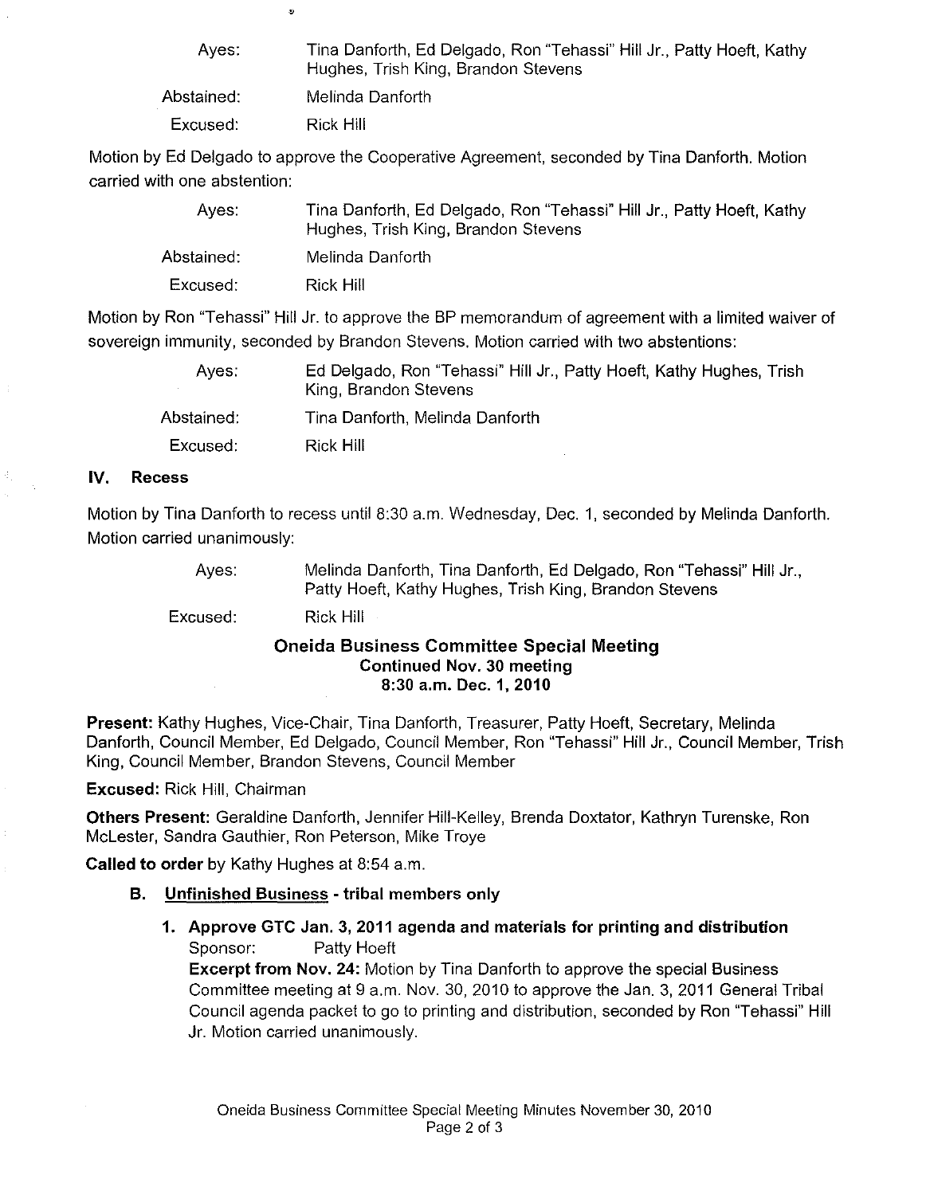Ayes: Tina Danforth, Ed Delgado, Ron "Tehassi" Hill Jr., Patty Hoeft, Kathy Hughes, Trish King, Brandon Stevens

Abstained: Melinda Danforth

Excused: Rick Hill

Motion by Ed Delgado to approve the Cooperative Agreement, seconded by Tina Danforth. Motion carried with one abstention:

Ayes: Tina Danforth, Ed Delgado, Ron "Tehassi" Hill Jr., Patty Hoeft, Kathy Hughes, Trish King, Brandon Stevens

Abstained: Melinda Danforth

Excused: Rick Hill

Motion by Ron "Tehassi" Hill Jr. to approve the BP memorandum of agreement with a limited waiver of sovereign immunity, seconded by Brandon Stevens. Motion carried with two abstentions:

Ayes: Ed Delgado, Ron "Tehassi" Hill Jr., Patty Hoeft, Kathy Hughes, Trish King, Brandon Stevens

Abstained: Tina Danforth, Melinda Danforth

Excused: Rick Hill

### IV. Recess

Motion by Tina Danforth to recess until 8:30 a.m. Wednesday, Dec. 1, seconded by Melinda Danforth. Motion carried unanimously:

Ayes: Melinda Danforth, Tina Danforth, Ed Delgado, Ron "Tehassi" Hill Jr., Patty Hoeft, Kathy Hughes, Trish King, Brandon Stevens

Excused: Rick Hill

## Oneida Business Committee Special Meeting
**Continued Nov. 30 meeting**
**8:30 a.m. Dec. 1, 2010**

**Present:** Kathy Hughes, Vice-Chair, Tina Danforth, Treasurer, Patty Hoeft, Secretary, Melinda Danforth, Council Member, Ed Delgado, Council Member, Ron "Tehassi" Hill Jr., Council Member, Trish King, Council Member, Brandon Stevens, Council Member

**Excused:** Rick Hill, Chairman

**Others Present:** Geraldine Danforth, Jennifer Hill-Kelley, Brenda Doxtator, Kathryn Turenske, Ron McLester, Sandra Gauthier, Ron Peterson, Mike Troye

**Called to order** by Kathy Hughes at 8:54 a.m.

### B. Unfinished Business - tribal members only

**1. Approve GTC Jan. 3, 2011 agenda and materials for printing and distribution**

Sponsor: Patty Hoeft

**Excerpt from Nov. 24:** Motion by Tina Danforth to approve the special Business Committee meeting at 9 a.m. Nov. 30, 2010 to approve the Jan. 3, 2011 General Tribal Council agenda packet to go to printing and distribution, seconded by Ron "Tehassi" Hill Jr. Motion carried unanimously.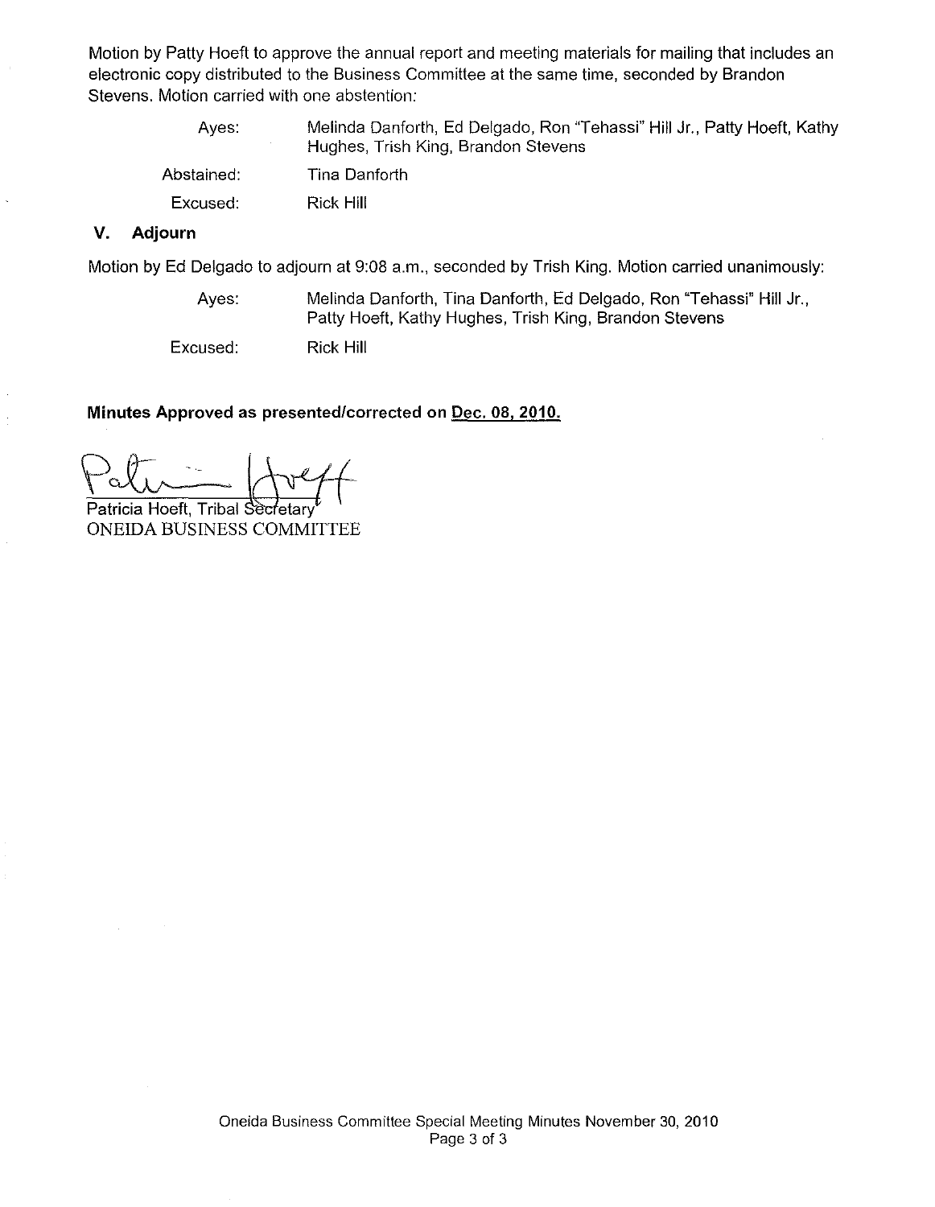Motion by Patty Hoeft to approve the annual report and meeting materials for mailing that includes an electronic copy distributed to the Business Committee at the same time, seconded by Brandon Stevens. Motion carried with one abstention:

| | |
|---|---|
| Ayes: | Melinda Danforth, Ed Delgado, Ron "Tehassi" Hill Jr., Patty Hoeft, Kathy Hughes, Trish King, Brandon Stevens |
| Abstained: | Tina Danforth |
| Excused: | Rick Hill |

## V. Adjourn

Motion by Ed Delgado to adjourn at 9:08 a.m., seconded by Trish King. Motion carried unanimously:

| | |
|---|---|
| Ayes: | Melinda Danforth, Tina Danforth, Ed Delgado, Ron "Tehassi" Hill Jr., Patty Hoeft, Kathy Hughes, Trish King, Brandon Stevens |
| Excused: | Rick Hill |

**Minutes Approved as presented/corrected on Dec. 08, 2010.**

Patricia Hoeft, Tribal Secretary
ONEIDA BUSINESS COMMITTEE